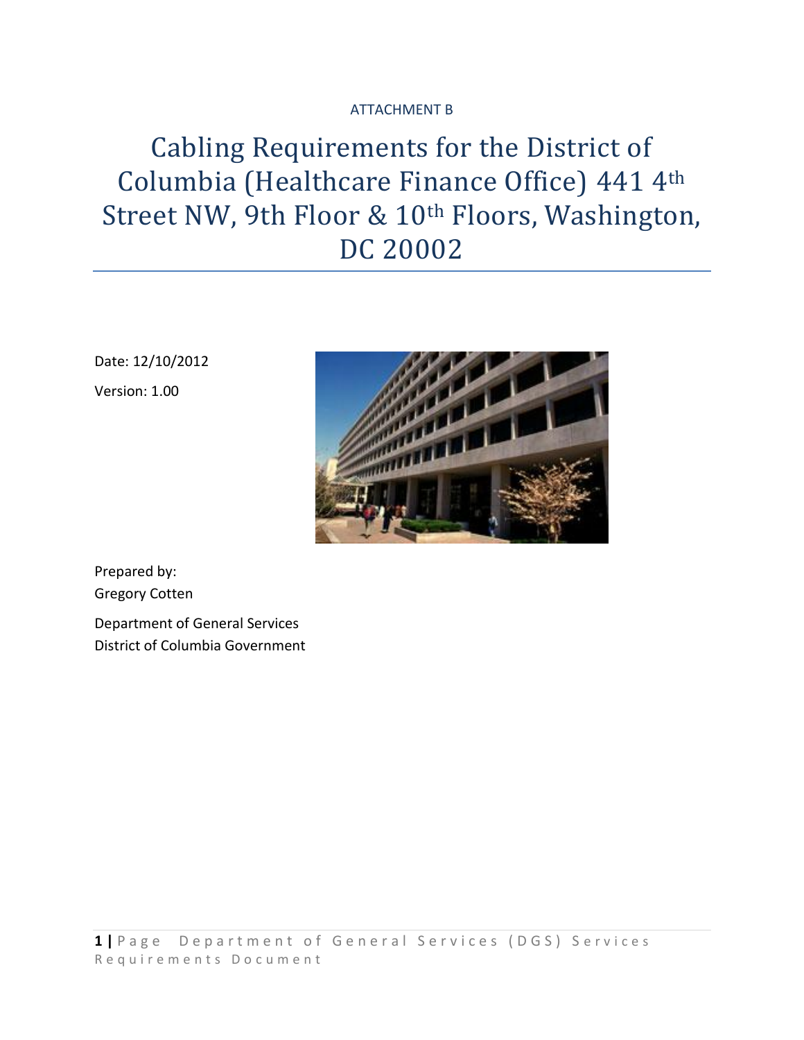ATTACHMENT B

# Cabling Requirements for the District of Columbia (Healthcare Finance Office) 441 4th Street NW, 9th Floor & 10th Floors, Washington, DC 20002

Date: 12/10/2012

Version: 1.00

Prepared by:
Gregory Cotten

Department of General Services
District of Columbia Government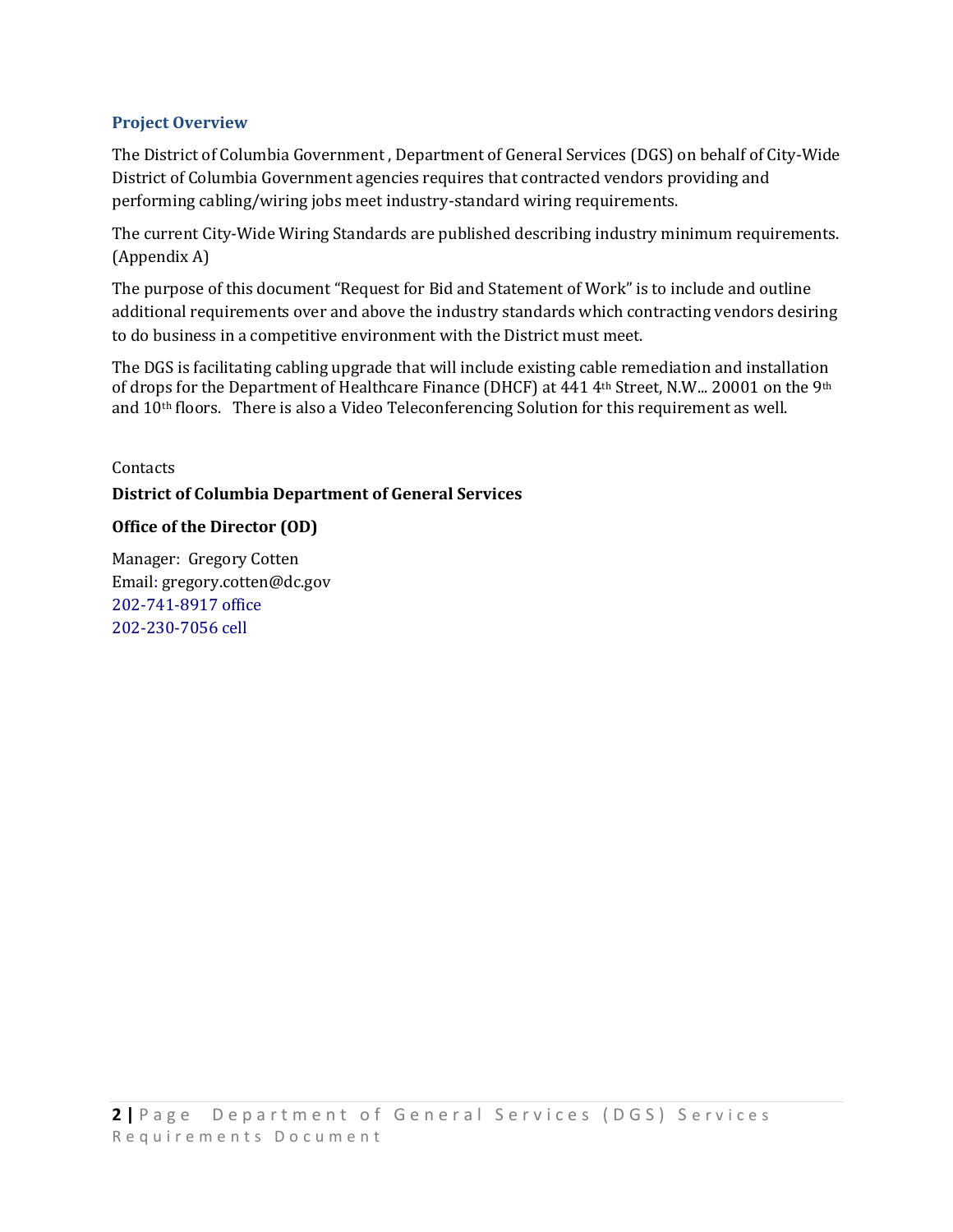## Project Overview

The District of Columbia Government , Department of General Services (DGS) on behalf of City-Wide District of Columbia Government agencies requires that contracted vendors providing and performing cabling/wiring jobs meet industry-standard wiring requirements.

The current City-Wide Wiring Standards are published describing industry minimum requirements. (Appendix A)

The purpose of this document "Request for Bid and Statement of Work" is to include and outline additional requirements over and above the industry standards which contracting vendors desiring to do business in a competitive environment with the District must meet.

The DGS is facilitating cabling upgrade that will include existing cable remediation and installation of drops for the Department of Healthcare Finance (DHCF) at 441 4th Street, N.W... 20001 on the 9th and 10th floors. There is also a Video Teleconferencing Solution for this requirement as well.

Contacts

**District of Columbia Department of General Services**

**Office of the Director (OD)**

Manager: Gregory Cotten
Email: gregory.cotten@dc.gov
202-741-8917 office
202-230-7056 cell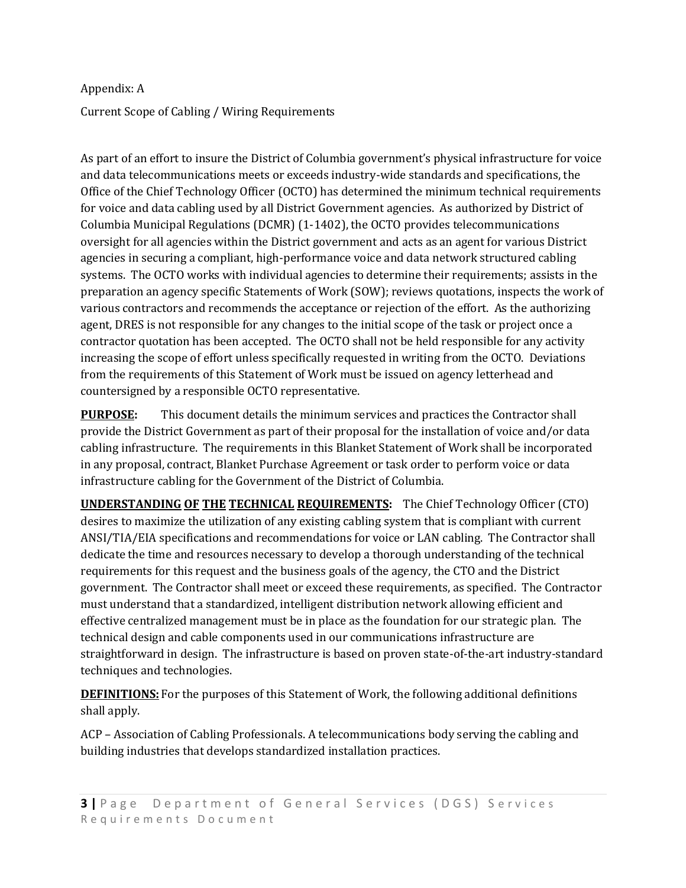Appendix: A

Current Scope of Cabling / Wiring Requirements

As part of an effort to insure the District of Columbia government's physical infrastructure for voice and data telecommunications meets or exceeds industry-wide standards and specifications, the Office of the Chief Technology Officer (OCTO) has determined the minimum technical requirements for voice and data cabling used by all District Government agencies. As authorized by District of Columbia Municipal Regulations (DCMR) (1-1402), the OCTO provides telecommunications oversight for all agencies within the District government and acts as an agent for various District agencies in securing a compliant, high-performance voice and data network structured cabling systems. The OCTO works with individual agencies to determine their requirements; assists in the preparation an agency specific Statements of Work (SOW); reviews quotations, inspects the work of various contractors and recommends the acceptance or rejection of the effort. As the authorizing agent, DRES is not responsible for any changes to the initial scope of the task or project once a contractor quotation has been accepted. The OCTO shall not be held responsible for any activity increasing the scope of effort unless specifically requested in writing from the OCTO. Deviations from the requirements of this Statement of Work must be issued on agency letterhead and countersigned by a responsible OCTO representative.

**PURPOSE:** This document details the minimum services and practices the Contractor shall provide the District Government as part of their proposal for the installation of voice and/or data cabling infrastructure. The requirements in this Blanket Statement of Work shall be incorporated in any proposal, contract, Blanket Purchase Agreement or task order to perform voice or data infrastructure cabling for the Government of the District of Columbia.

**UNDERSTANDING OF THE TECHNICAL REQUIREMENTS:** The Chief Technology Officer (CTO) desires to maximize the utilization of any existing cabling system that is compliant with current ANSI/TIA/EIA specifications and recommendations for voice or LAN cabling. The Contractor shall dedicate the time and resources necessary to develop a thorough understanding of the technical requirements for this request and the business goals of the agency, the CTO and the District government. The Contractor shall meet or exceed these requirements, as specified. The Contractor must understand that a standardized, intelligent distribution network allowing efficient and effective centralized management must be in place as the foundation for our strategic plan. The technical design and cable components used in our communications infrastructure are straightforward in design. The infrastructure is based on proven state-of-the-art industry-standard techniques and technologies.

**DEFINITIONS:** For the purposes of this Statement of Work, the following additional definitions shall apply.

ACP – Association of Cabling Professionals. A telecommunications body serving the cabling and building industries that develops standardized installation practices.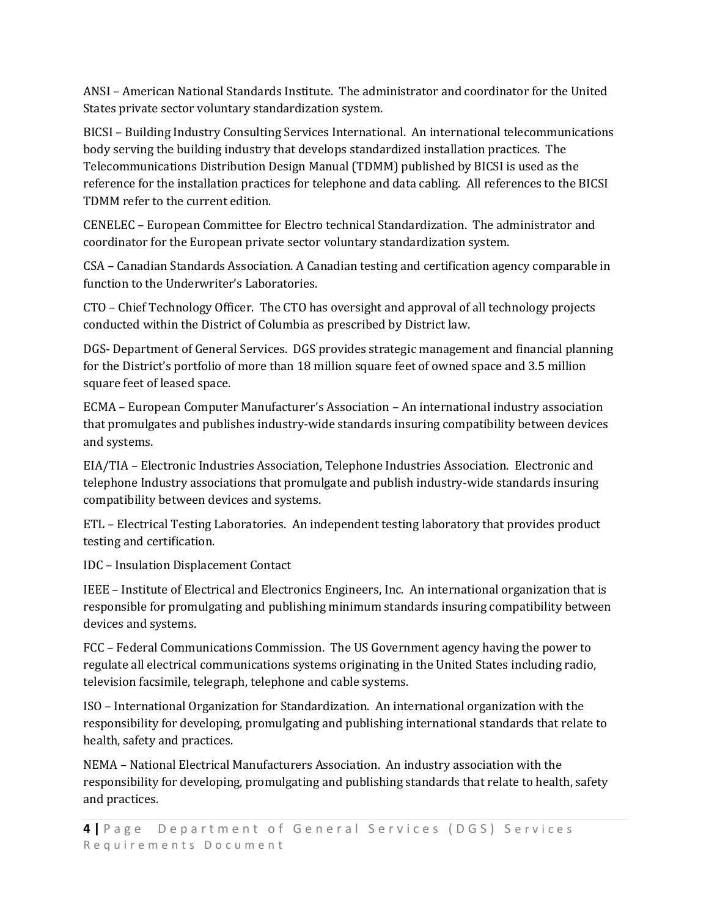ANSI – American National Standards Institute. The administrator and coordinator for the United States private sector voluntary standardization system.

BICSI – Building Industry Consulting Services International. An international telecommunications body serving the building industry that develops standardized installation practices. The Telecommunications Distribution Design Manual (TDMM) published by BICSI is used as the reference for the installation practices for telephone and data cabling. All references to the BICSI TDMM refer to the current edition.

CENELEC – European Committee for Electro technical Standardization. The administrator and coordinator for the European private sector voluntary standardization system.

CSA – Canadian Standards Association. A Canadian testing and certification agency comparable in function to the Underwriter's Laboratories.

CTO – Chief Technology Officer. The CTO has oversight and approval of all technology projects conducted within the District of Columbia as prescribed by District law.

DGS- Department of General Services. DGS provides strategic management and financial planning for the District's portfolio of more than 18 million square feet of owned space and 3.5 million square feet of leased space.

ECMA – European Computer Manufacturer's Association – An international industry association that promulgates and publishes industry-wide standards insuring compatibility between devices and systems.

EIA/TIA – Electronic Industries Association, Telephone Industries Association. Electronic and telephone Industry associations that promulgate and publish industry-wide standards insuring compatibility between devices and systems.

ETL – Electrical Testing Laboratories. An independent testing laboratory that provides product testing and certification.

IDC – Insulation Displacement Contact

IEEE – Institute of Electrical and Electronics Engineers, Inc. An international organization that is responsible for promulgating and publishing minimum standards insuring compatibility between devices and systems.

FCC – Federal Communications Commission. The US Government agency having the power to regulate all electrical communications systems originating in the United States including radio, television facsimile, telegraph, telephone and cable systems.

ISO – International Organization for Standardization. An international organization with the responsibility for developing, promulgating and publishing international standards that relate to health, safety and practices.

NEMA – National Electrical Manufacturers Association. An industry association with the responsibility for developing, promulgating and publishing standards that relate to health, safety and practices.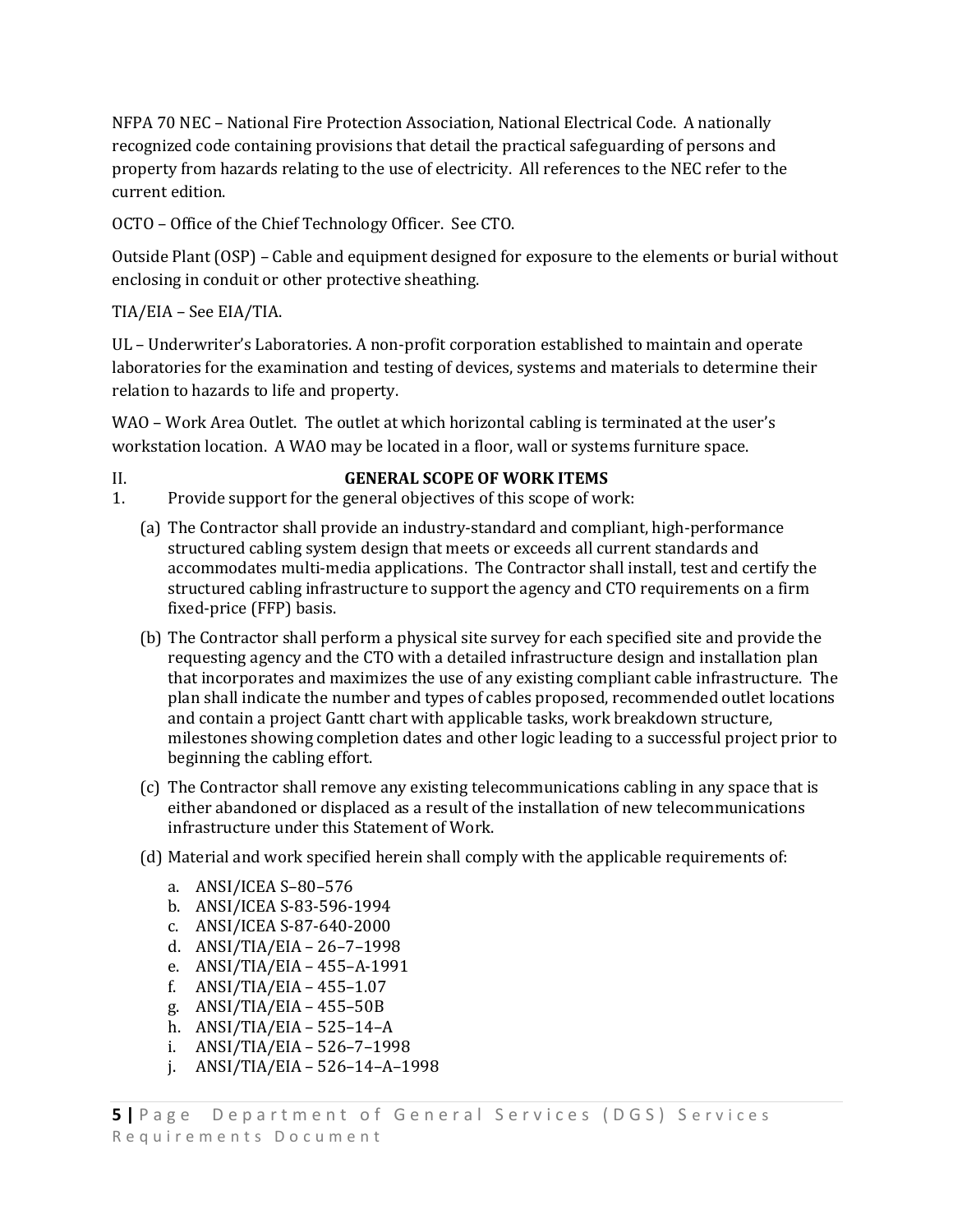NFPA 70 NEC – National Fire Protection Association, National Electrical Code. A nationally recognized code containing provisions that detail the practical safeguarding of persons and property from hazards relating to the use of electricity. All references to the NEC refer to the current edition.

OCTO – Office of the Chief Technology Officer. See CTO.

Outside Plant (OSP) – Cable and equipment designed for exposure to the elements or burial without enclosing in conduit or other protective sheathing.

TIA/EIA – See EIA/TIA.

UL – Underwriter's Laboratories. A non-profit corporation established to maintain and operate laboratories for the examination and testing of devices, systems and materials to determine their relation to hazards to life and property.

WAO – Work Area Outlet. The outlet at which horizontal cabling is terminated at the user's workstation location. A WAO may be located in a floor, wall or systems furniture space.

## II. GENERAL SCOPE OF WORK ITEMS

1. Provide support for the general objectives of this scope of work:

   (a) The Contractor shall provide an industry-standard and compliant, high-performance structured cabling system design that meets or exceeds all current standards and accommodates multi-media applications. The Contractor shall install, test and certify the structured cabling infrastructure to support the agency and CTO requirements on a firm fixed-price (FFP) basis.

   (b) The Contractor shall perform a physical site survey for each specified site and provide the requesting agency and the CTO with a detailed infrastructure design and installation plan that incorporates and maximizes the use of any existing compliant cable infrastructure. The plan shall indicate the number and types of cables proposed, recommended outlet locations and contain a project Gantt chart with applicable tasks, work breakdown structure, milestones showing completion dates and other logic leading to a successful project prior to beginning the cabling effort.

   (c) The Contractor shall remove any existing telecommunications cabling in any space that is either abandoned or displaced as a result of the installation of new telecommunications infrastructure under this Statement of Work.

   (d) Material and work specified herein shall comply with the applicable requirements of:

      a. ANSI/ICEA S–80–576
      b. ANSI/ICEA S-83-596-1994
      c. ANSI/ICEA S-87-640-2000
      d. ANSI/TIA/EIA – 26–7–1998
      e. ANSI/TIA/EIA – 455–A-1991
      f. ANSI/TIA/EIA – 455–1.07
      g. ANSI/TIA/EIA – 455–50B
      h. ANSI/TIA/EIA – 525–14–A
      i. ANSI/TIA/EIA – 526–7–1998
      j. ANSI/TIA/EIA – 526–14–A–1998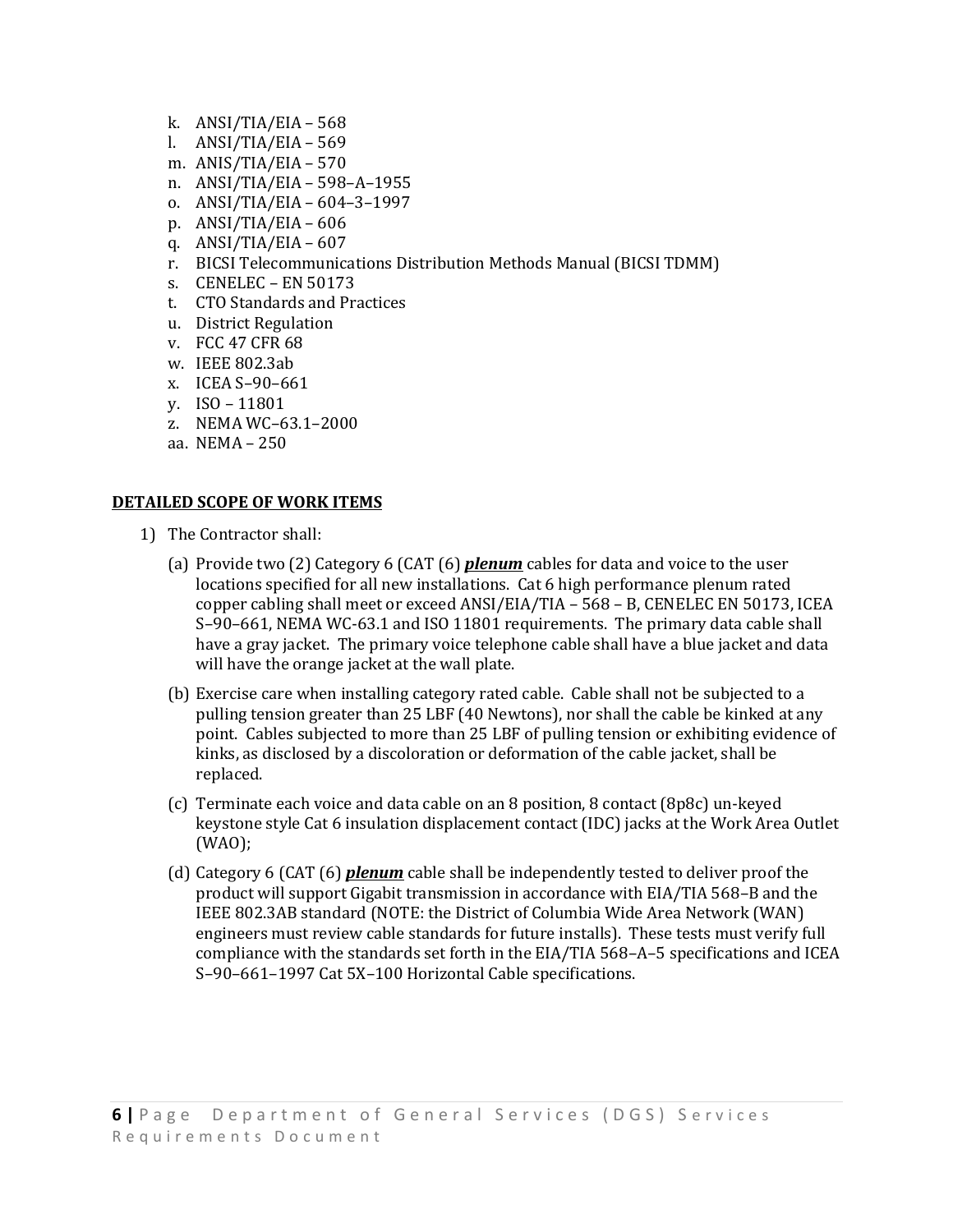k. ANSI/TIA/EIA – 568
l. ANSI/TIA/EIA – 569
m. ANIS/TIA/EIA – 570
n. ANSI/TIA/EIA – 598–A–1955
o. ANSI/TIA/EIA – 604–3–1997
p. ANSI/TIA/EIA – 606
q. ANSI/TIA/EIA – 607
r. BICSI Telecommunications Distribution Methods Manual (BICSI TDMM)
s. CENELEC – EN 50173
t. CTO Standards and Practices
u. District Regulation
v. FCC 47 CFR 68
w. IEEE 802.3ab
x. ICEA S–90–661
y. ISO – 11801
z. NEMA WC–63.1–2000
aa. NEMA – 250

**DETAILED SCOPE OF WORK ITEMS**

1) The Contractor shall:

   (a) Provide two (2) Category 6 (CAT (6) ***plenum*** cables for data and voice to the user locations specified for all new installations. Cat 6 high performance plenum rated copper cabling shall meet or exceed ANSI/EIA/TIA – 568 – B, CENELEC EN 50173, ICEA S–90–661, NEMA WC-63.1 and ISO 11801 requirements. The primary data cable shall have a gray jacket. The primary voice telephone cable shall have a blue jacket and data will have the orange jacket at the wall plate.

   (b) Exercise care when installing category rated cable. Cable shall not be subjected to a pulling tension greater than 25 LBF (40 Newtons), nor shall the cable be kinked at any point. Cables subjected to more than 25 LBF of pulling tension or exhibiting evidence of kinks, as disclosed by a discoloration or deformation of the cable jacket, shall be replaced.

   (c) Terminate each voice and data cable on an 8 position, 8 contact (8p8c) un-keyed keystone style Cat 6 insulation displacement contact (IDC) jacks at the Work Area Outlet (WAO);

   (d) Category 6 (CAT (6) ***plenum*** cable shall be independently tested to deliver proof the product will support Gigabit transmission in accordance with EIA/TIA 568–B and the IEEE 802.3AB standard (NOTE: the District of Columbia Wide Area Network (WAN) engineers must review cable standards for future installs). These tests must verify full compliance with the standards set forth in the EIA/TIA 568–A–5 specifications and ICEA S–90–661–1997 Cat 5X–100 Horizontal Cable specifications.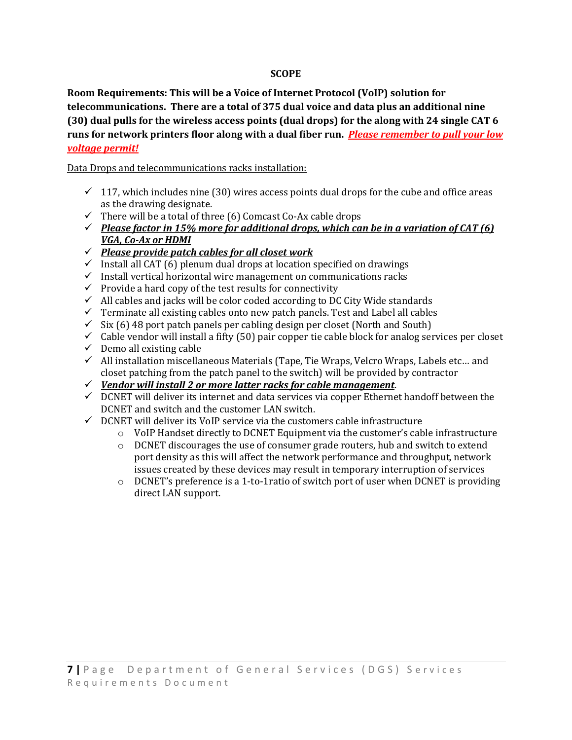**SCOPE**

**Room Requirements: This will be a Voice of Internet Protocol (VoIP) solution for telecommunications. There are a total of 375 dual voice and data plus an additional nine (30) dual pulls for the wireless access points (dual drops) for the along with 24 single CAT 6 runs for network printers floor along with a dual fiber run.** ***Please remember to pull your low voltage permit!***

Data Drops and telecommunications racks installation:

- ✓ 117, which includes nine (30) wires access points dual drops for the cube and office areas as the drawing designate.
- ✓ There will be a total of three (6) Comcast Co-Ax cable drops
- ✓ ***Please factor in 15% more for additional drops, which can be in a variation of CAT (6) VGA, Co-Ax or HDMI***
- ✓ ***Please provide patch cables for all closet work***
- ✓ Install all CAT (6) plenum dual drops at location specified on drawings
- ✓ Install vertical horizontal wire management on communications racks
- ✓ Provide a hard copy of the test results for connectivity
- ✓ All cables and jacks will be color coded according to DC City Wide standards
- ✓ Terminate all existing cables onto new patch panels. Test and Label all cables
- ✓ Six (6) 48 port patch panels per cabling design per closet (North and South)
- ✓ Cable vendor will install a fifty (50) pair copper tie cable block for analog services per closet
- ✓ Demo all existing cable
- ✓ All installation miscellaneous Materials (Tape, Tie Wraps, Velcro Wraps, Labels etc… and closet patching from the patch panel to the switch) will be provided by contractor
- ✓ ***Vendor will install 2 or more latter racks for cable management***.
- ✓ DCNET will deliver its internet and data services via copper Ethernet handoff between the DCNET and switch and the customer LAN switch.
- ✓ DCNET will deliver its VoIP service via the customers cable infrastructure
  - VoIP Handset directly to DCNET Equipment via the customer's cable infrastructure
  - DCNET discourages the use of consumer grade routers, hub and switch to extend port density as this will affect the network performance and throughput, network issues created by these devices may result in temporary interruption of services
  - DCNET's preference is a 1-to-1ratio of switch port of user when DCNET is providing direct LAN support.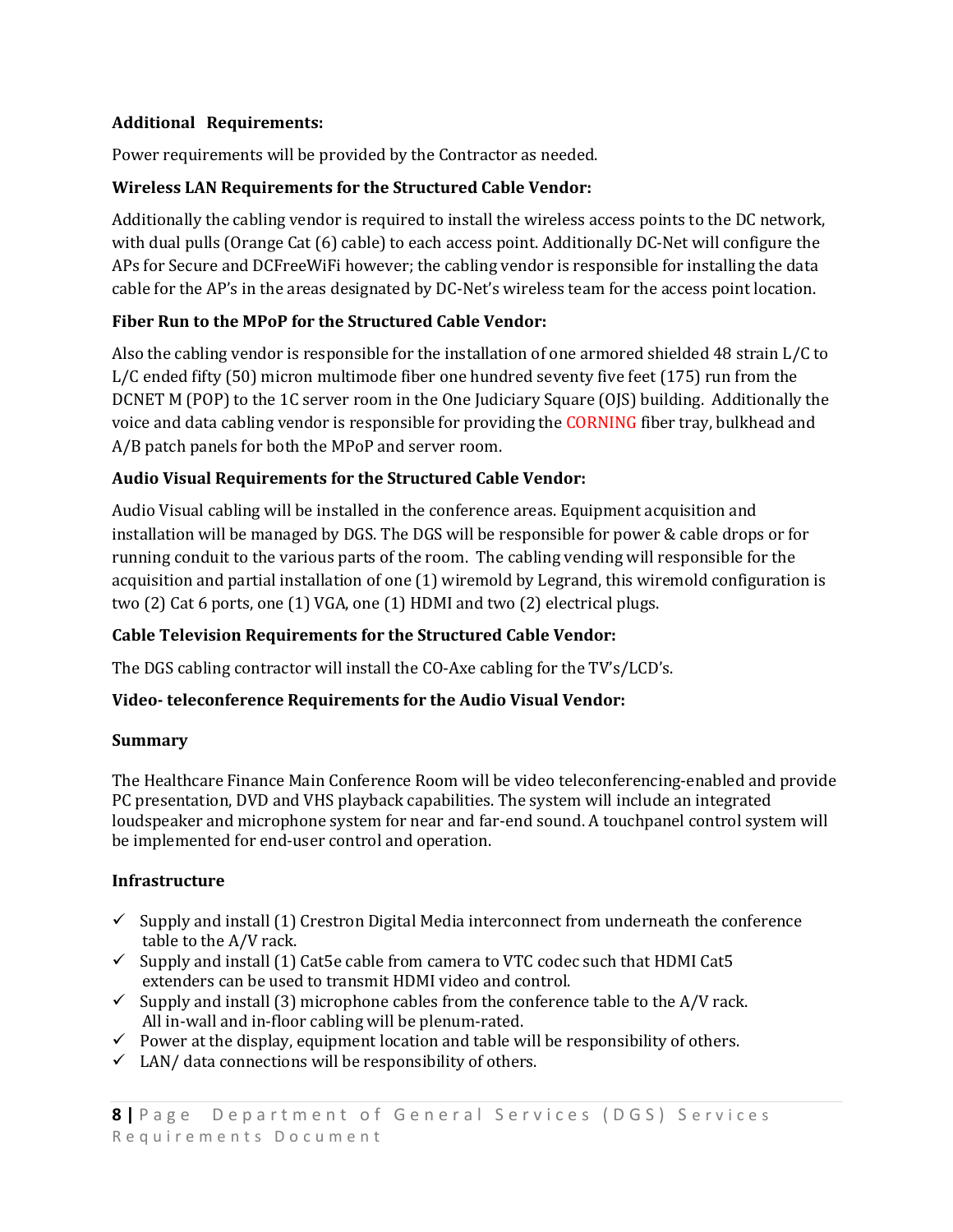**Additional Requirements:**

Power requirements will be provided by the Contractor as needed.

**Wireless LAN Requirements for the Structured Cable Vendor:**

Additionally the cabling vendor is required to install the wireless access points to the DC network, with dual pulls (Orange Cat (6) cable) to each access point. Additionally DC-Net will configure the APs for Secure and DCFreeWiFi however; the cabling vendor is responsible for installing the data cable for the AP's in the areas designated by DC-Net's wireless team for the access point location.

**Fiber Run to the MPoP for the Structured Cable Vendor:**

Also the cabling vendor is responsible for the installation of one armored shielded 48 strain L/C to L/C ended fifty (50) micron multimode fiber one hundred seventy five feet (175) run from the DCNET M (POP) to the 1C server room in the One Judiciary Square (OJS) building. Additionally the voice and data cabling vendor is responsible for providing the CORNING fiber tray, bulkhead and A/B patch panels for both the MPoP and server room.

**Audio Visual Requirements for the Structured Cable Vendor:**

Audio Visual cabling will be installed in the conference areas. Equipment acquisition and installation will be managed by DGS. The DGS will be responsible for power & cable drops or for running conduit to the various parts of the room. The cabling vending will responsible for the acquisition and partial installation of one (1) wiremold by Legrand, this wiremold configuration is two (2) Cat 6 ports, one (1) VGA, one (1) HDMI and two (2) electrical plugs.

**Cable Television Requirements for the Structured Cable Vendor:**

The DGS cabling contractor will install the CO-Axe cabling for the TV's/LCD's.

**Video- teleconference Requirements for the Audio Visual Vendor:**

**Summary**

The Healthcare Finance Main Conference Room will be video teleconferencing-enabled and provide PC presentation, DVD and VHS playback capabilities. The system will include an integrated loudspeaker and microphone system for near and far-end sound. A touchpanel control system will be implemented for end-user control and operation.

**Infrastructure**

- ✓ Supply and install (1) Crestron Digital Media interconnect from underneath the conference table to the A/V rack.
- ✓ Supply and install (1) Cat5e cable from camera to VTC codec such that HDMI Cat5 extenders can be used to transmit HDMI video and control.
- ✓ Supply and install (3) microphone cables from the conference table to the A/V rack. All in-wall and in-floor cabling will be plenum-rated.
- ✓ Power at the display, equipment location and table will be responsibility of others.
- ✓ LAN/ data connections will be responsibility of others.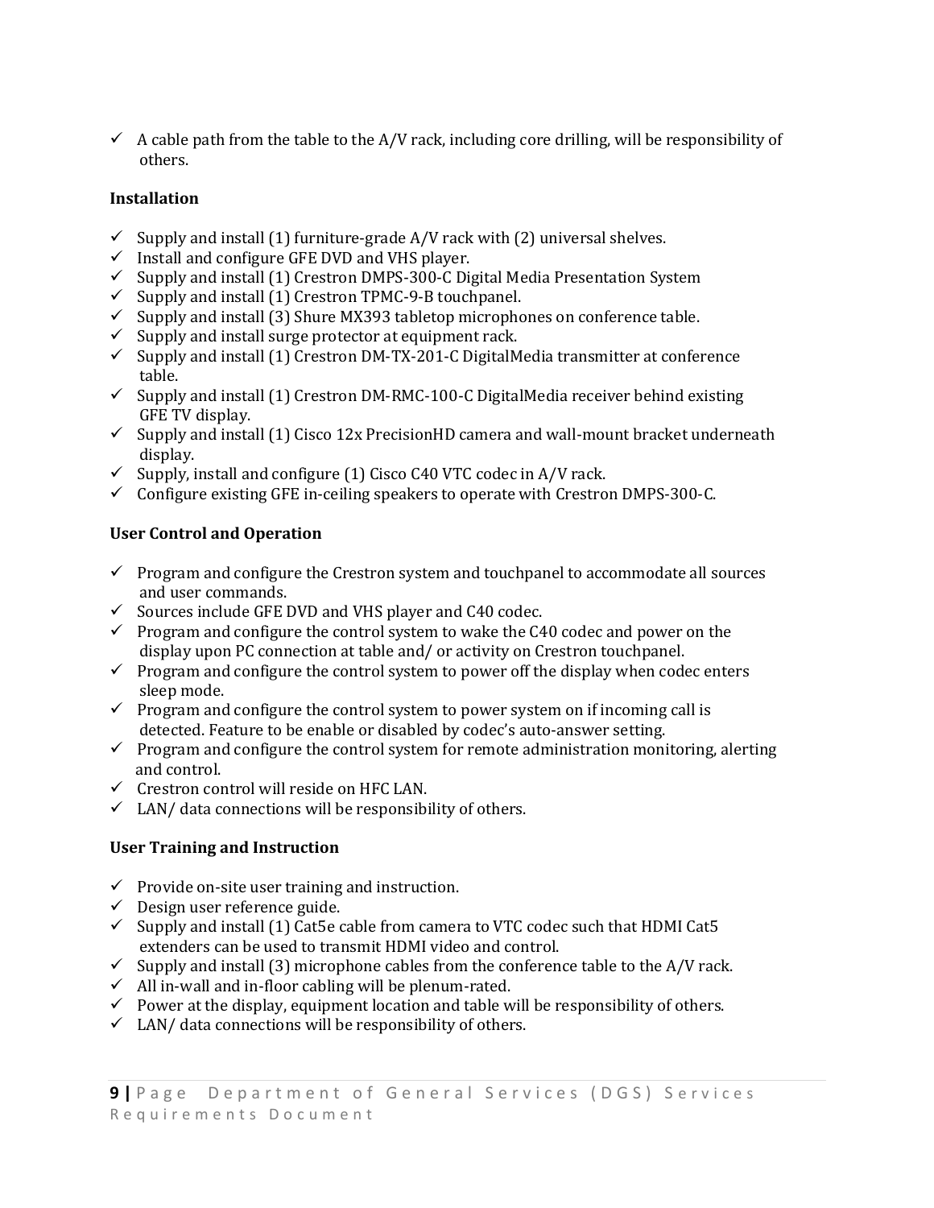- ✓ A cable path from the table to the A/V rack, including core drilling, will be responsibility of others.

**Installation**

- ✓ Supply and install (1) furniture-grade A/V rack with (2) universal shelves.
- ✓ Install and configure GFE DVD and VHS player.
- ✓ Supply and install (1) Crestron DMPS-300-C Digital Media Presentation System
- ✓ Supply and install (1) Crestron TPMC-9-B touchpanel.
- ✓ Supply and install (3) Shure MX393 tabletop microphones on conference table.
- ✓ Supply and install surge protector at equipment rack.
- ✓ Supply and install (1) Crestron DM-TX-201-C DigitalMedia transmitter at conference table.
- ✓ Supply and install (1) Crestron DM-RMC-100-C DigitalMedia receiver behind existing GFE TV display.
- ✓ Supply and install (1) Cisco 12x PrecisionHD camera and wall-mount bracket underneath display.
- ✓ Supply, install and configure (1) Cisco C40 VTC codec in A/V rack.
- ✓ Configure existing GFE in-ceiling speakers to operate with Crestron DMPS-300-C.

**User Control and Operation**

- ✓ Program and configure the Crestron system and touchpanel to accommodate all sources and user commands.
- ✓ Sources include GFE DVD and VHS player and C40 codec.
- ✓ Program and configure the control system to wake the C40 codec and power on the display upon PC connection at table and/ or activity on Crestron touchpanel.
- ✓ Program and configure the control system to power off the display when codec enters sleep mode.
- ✓ Program and configure the control system to power system on if incoming call is detected. Feature to be enable or disabled by codec's auto-answer setting.
- ✓ Program and configure the control system for remote administration monitoring, alerting and control.
- ✓ Crestron control will reside on HFC LAN.
- ✓ LAN/ data connections will be responsibility of others.

**User Training and Instruction**

- ✓ Provide on-site user training and instruction.
- ✓ Design user reference guide.
- ✓ Supply and install (1) Cat5e cable from camera to VTC codec such that HDMI Cat5 extenders can be used to transmit HDMI video and control.
- ✓ Supply and install (3) microphone cables from the conference table to the A/V rack.
- ✓ All in-wall and in-floor cabling will be plenum-rated.
- ✓ Power at the display, equipment location and table will be responsibility of others.
- ✓ LAN/ data connections will be responsibility of others.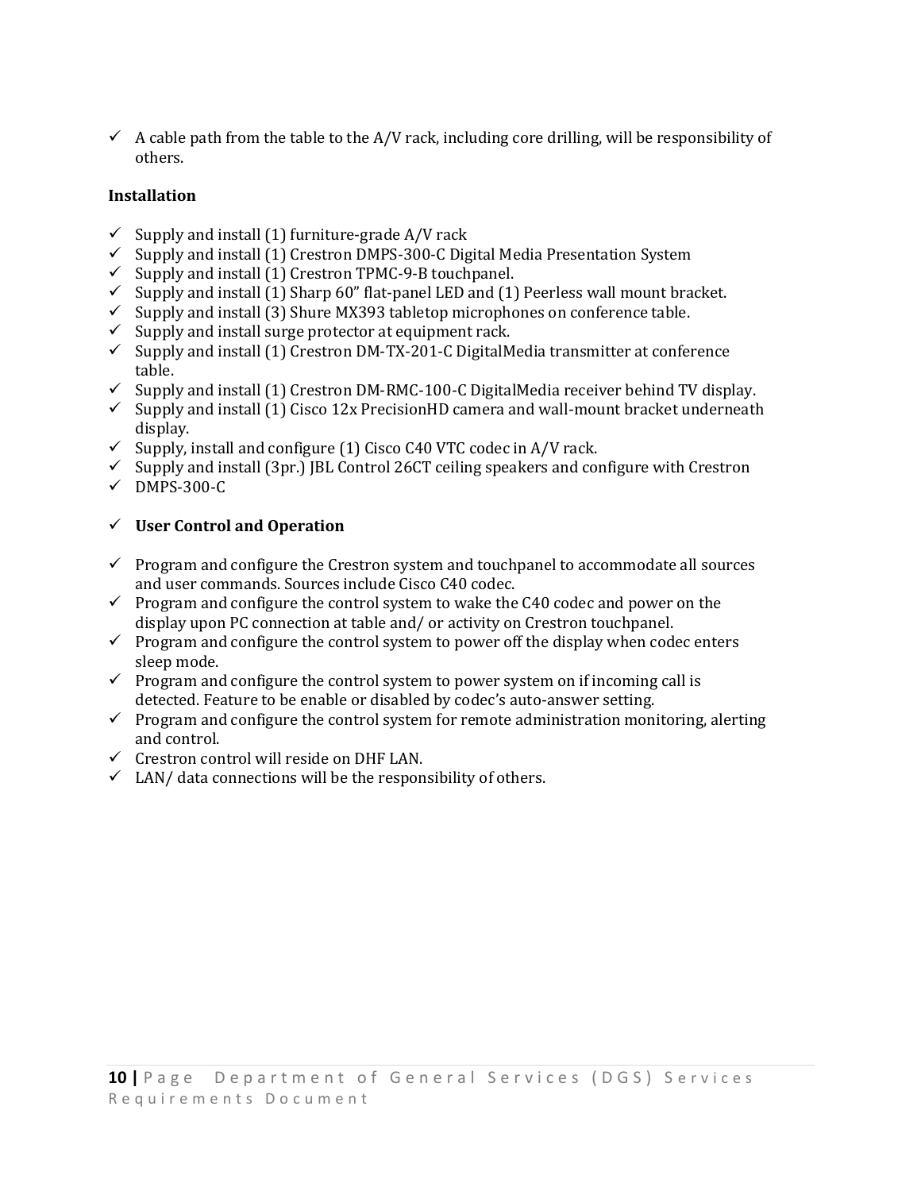- ✓ A cable path from the table to the A/V rack, including core drilling, will be responsibility of others.

**Installation**

- ✓ Supply and install (1) furniture-grade A/V rack
- ✓ Supply and install (1) Crestron DMPS-300-C Digital Media Presentation System
- ✓ Supply and install (1) Crestron TPMC-9-B touchpanel.
- ✓ Supply and install (1) Sharp 60" flat-panel LED and (1) Peerless wall mount bracket.
- ✓ Supply and install (3) Shure MX393 tabletop microphones on conference table.
- ✓ Supply and install surge protector at equipment rack.
- ✓ Supply and install (1) Crestron DM-TX-201-C DigitalMedia transmitter at conference table.
- ✓ Supply and install (1) Crestron DM-RMC-100-C DigitalMedia receiver behind TV display.
- ✓ Supply and install (1) Cisco 12x PrecisionHD camera and wall-mount bracket underneath display.
- ✓ Supply, install and configure (1) Cisco C40 VTC codec in A/V rack.
- ✓ Supply and install (3pr.) JBL Control 26CT ceiling speakers and configure with Crestron
- ✓ DMPS-300-C

✓ **User Control and Operation**

- ✓ Program and configure the Crestron system and touchpanel to accommodate all sources and user commands. Sources include Cisco C40 codec.
- ✓ Program and configure the control system to wake the C40 codec and power on the display upon PC connection at table and/ or activity on Crestron touchpanel.
- ✓ Program and configure the control system to power off the display when codec enters sleep mode.
- ✓ Program and configure the control system to power system on if incoming call is detected. Feature to be enable or disabled by codec's auto-answer setting.
- ✓ Program and configure the control system for remote administration monitoring, alerting and control.
- ✓ Crestron control will reside on DHF LAN.
- ✓ LAN/ data connections will be the responsibility of others.